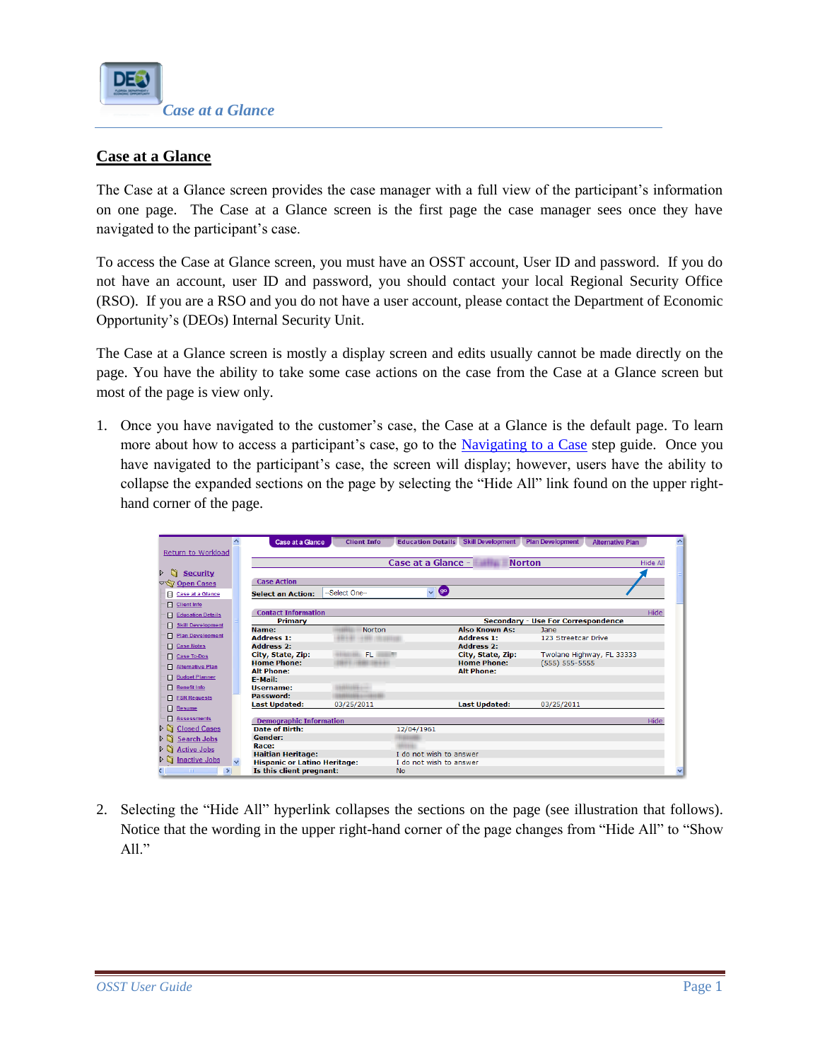## Case at a Glance

The Case at a Glance screen provides the case manager with a full view of the participant's information on one page. The Case at a Glance screen is the first page the case manager sees once they have navigated to the participant's case.

To access the Case at Glance screen, you must have an OSST account, User ID and password. If you do not have an account, user ID and password, you should contact your local Regional Security Office (RSO). If you are a RSO and you do not have a user account, please contact the Department of Economic Opportunity's (DEOs) Internal Security Unit.

The Case at a Glance screen is mostly a display screen and edits usually cannot be made directly on the page. You have the ability to take some case actions on the case from the Case at a Glance screen but most of the page is view only.

1. Once you have navigated to the customer's case, the Case at a Glance is the default page. To learn more about how to access a participant's case, go to the Navigating to a Case step guide. Once you have navigated to the participant's case, the screen will display; however, users have the ability to collapse the expanded sections on the page by selecting the "Hide All" link found on the upper right-hand corner of the page.

2. Selecting the "Hide All" hyperlink collapses the sections on the page (see illustration that follows). Notice that the wording in the upper right-hand corner of the page changes from "Hide All" to "Show All."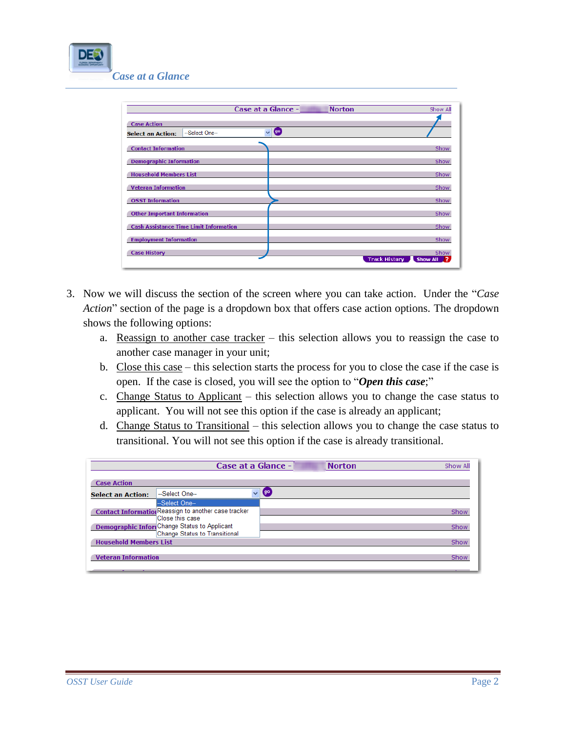*Case at a Glance*

3. Now we will discuss the section of the screen where you can take action. Under the "*Case Action*" section of the page is a dropdown box that offers case action options. The dropdown shows the following options:
   a. Reassign to another case tracker – this selection allows you to reassign the case to another case manager in your unit;
   b. Close this case – this selection starts the process for you to close the case if the case is open. If the case is closed, you will see the option to "***Open this case***;"
   c. Change Status to Applicant – this selection allows you to change the case status to applicant. You will not see this option if the case is already an applicant;
   d. Change Status to Transitional – this selection allows you to change the case status to transitional. You will not see this option if the case is already transitional.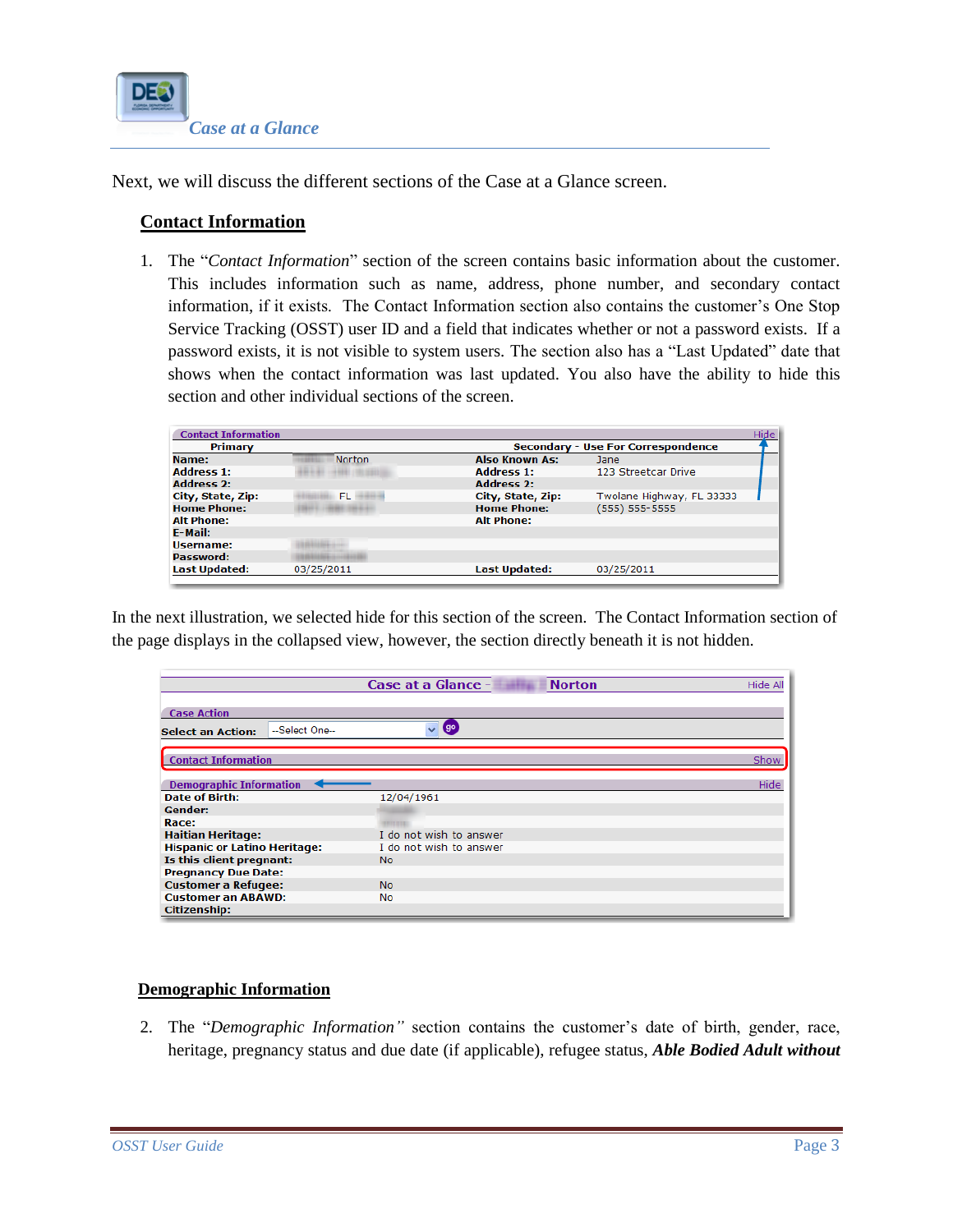Next, we will discuss the different sections of the Case at a Glance screen.

## Contact Information

1. The "*Contact Information*" section of the screen contains basic information about the customer. This includes information such as name, address, phone number, and secondary contact information, if it exists. The Contact Information section also contains the customer's One Stop Service Tracking (OSST) user ID and a field that indicates whether or not a password exists. If a password exists, it is not visible to system users. The section also has a "Last Updated" date that shows when the contact information was last updated. You also have the ability to hide this section and other individual sections of the screen.

| Contact Information | | | Hide |
|---|---|---|---|
| **Primary** | | **Secondary - Use For Correspondence** | |
| **Name:** | Norton | **Also Known As:** | Jane |
| **Address 1:** | | **Address 1:** | 123 Streetcar Drive |
| **Address 2:** | | **Address 2:** | |
| **City, State, Zip:** | FL | **City, State, Zip:** | Twolane Highway, FL 33333 |
| **Home Phone:** | | **Home Phone:** | (555) 555-5555 |
| **Alt Phone:** | | **Alt Phone:** | |
| **E-Mail:** | | | |
| **Username:** | | | |
| **Password:** | | | |
| **Last Updated:** | 03/25/2011 | **Last Updated:** | 03/25/2011 |

In the next illustration, we selected hide for this section of the screen. The Contact Information section of the page displays in the collapsed view, however, the section directly beneath it is not hidden.

| Case at a Glance - Norton | Hide All |
|---|---|
| **Case Action** | |
| **Select an Action:** | --Select One-- |
| **Contact Information** | Show |
| **Demographic Information** | Hide |
| **Date of Birth:** | 12/04/1961 |
| **Gender:** | |
| **Race:** | |
| **Haitian Heritage:** | I do not wish to answer |
| **Hispanic or Latino Heritage:** | I do not wish to answer |
| **Is this client pregnant:** | No |
| **Pregnancy Due Date:** | |
| **Customer a Refugee:** | No |
| **Customer an ABAWD:** | No |
| **Citizenship:** | |

## Demographic Information

2. The "*Demographic Information*" section contains the customer's date of birth, gender, race, heritage, pregnancy status and due date (if applicable), refugee status, ***Able Bodied Adult without***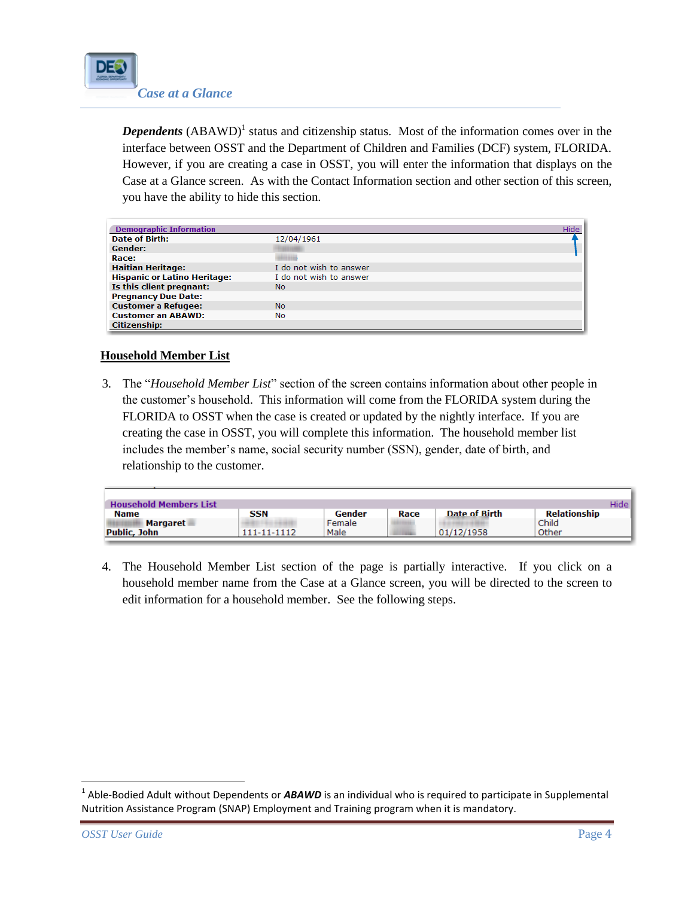***Dependents*** (ABAWD)[1] status and citizenship status. Most of the information comes over in the interface between OSST and the Department of Children and Families (DCF) system, FLORIDA. However, if you are creating a case in OSST, you will enter the information that displays on the Case at a Glance screen. As with the Contact Information section and other section of this screen, you have the ability to hide this section.

| Demographic Information | Hide |
|---|---|
| **Date of Birth:** | 12/04/1961 |
| **Gender:** | |
| **Race:** | |
| **Haitian Heritage:** | I do not wish to answer |
| **Hispanic or Latino Heritage:** | I do not wish to answer |
| **Is this client pregnant:** | No |
| **Pregnancy Due Date:** | |
| **Customer a Refugee:** | No |
| **Customer an ABAWD:** | No |
| **Citizenship:** | |

## Household Member List

3. The "*Household Member List*" section of the screen contains information about other people in the customer's household. This information will come from the FLORIDA system during the FLORIDA to OSST when the case is created or updated by the nightly interface. If you are creating the case in OSST, you will complete this information. The household member list includes the member's name, social security number (SSN), gender, date of birth, and relationship to the customer.

| Name | SSN | Gender | Race | Date of Birth | Relationship |
|---|---|---|---|---|---|
| Margaret | | Female | | | Child |
| Public, John | 111-11-1112 | Male | | 01/12/1958 | Other |

4. The Household Member List section of the page is partially interactive. If you click on a household member name from the Case at a Glance screen, you will be directed to the screen to edit information for a household member. See the following steps.

[1] Able-Bodied Adult without Dependents or ***ABAWD*** is an individual who is required to participate in Supplemental Nutrition Assistance Program (SNAP) Employment and Training program when it is mandatory.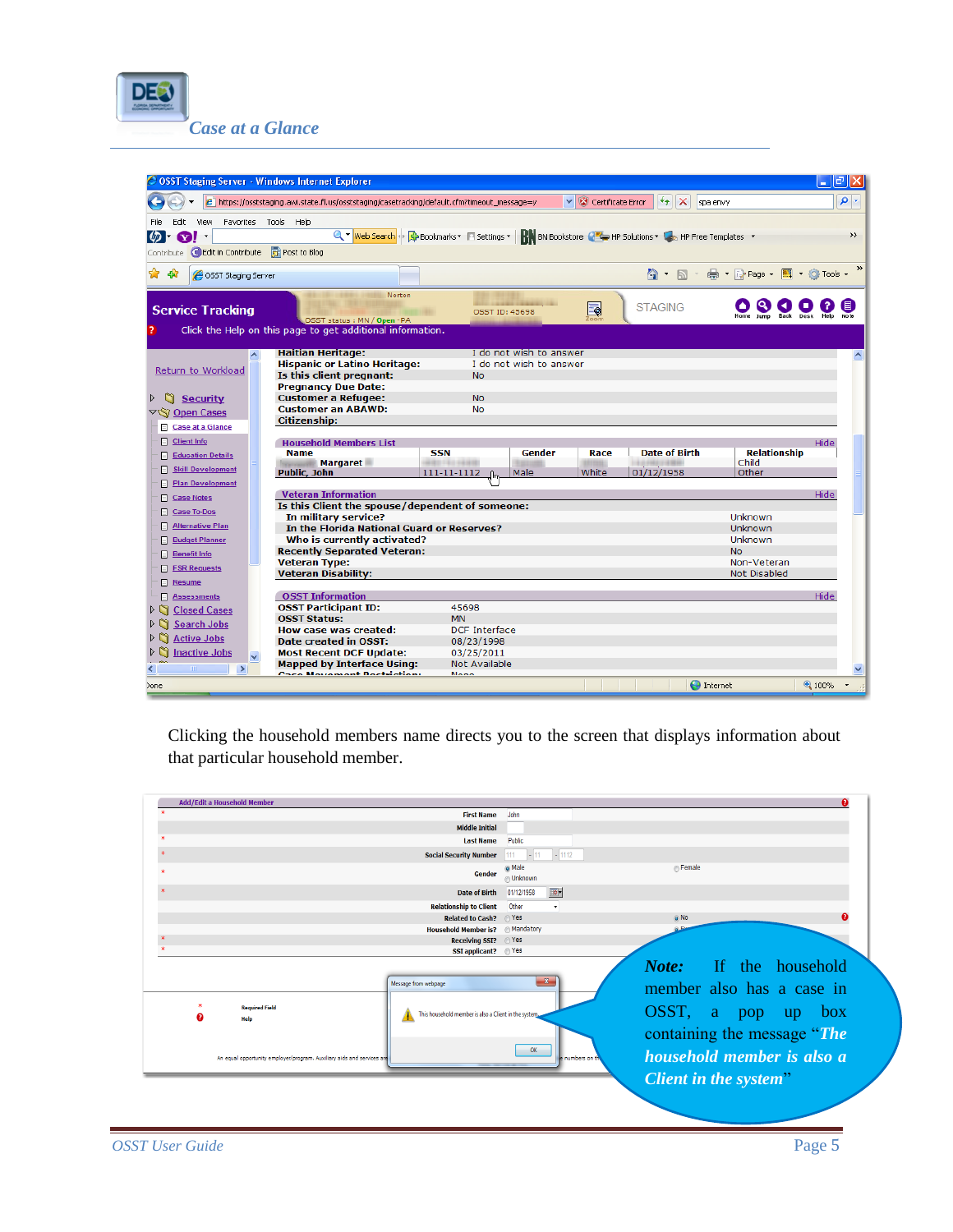# Case at a Glance

| | |
|---|---|
| Haitian Heritage: | I do not wish to answer |
| Hispanic or Latino Heritage: | I do not wish to answer |
| Is this client pregnant: | No |
| Pregnancy Due Date: | |
| Customer a Refugee: | No |
| Customer an ABAWD: | No |
| Citizenship: | |

**Household Members List**

| Name | SSN | Gender | Race | Date of Birth | Relationship |
|---|---|---|---|---|---|
| Margaret | | | | | Child |
| Public, John | 111-11-1112 | Male | White | 01/12/1958 | Other |

**Veteran Information**

| | |
|---|---|
| Is this Client the spouse/dependent of someone: | |
| In military service? | Unknown |
| In the Florida National Guard or Reserves? | Unknown |
| Who is currently activated? | Unknown |
| Recently Separated Veteran: | No |
| Veteran Type: | Non-Veteran |
| Veteran Disability: | Not Disabled |

**OSST Information**

| | |
|---|---|
| OSST Participant ID: | 45698 |
| OSST Status: | MN |
| How case was created: | DCF Interface |
| Date created in OSST: | 08/23/1998 |
| Most Recent DCF Update: | 03/25/2011 |
| Mapped by Interface Using: | Not Available |

Clicking the household members name directs you to the screen that displays information about that particular household member.

***Note:*** If the household member also has a case in OSST, a pop up box containing the message "***The household member is also a Client in the system***"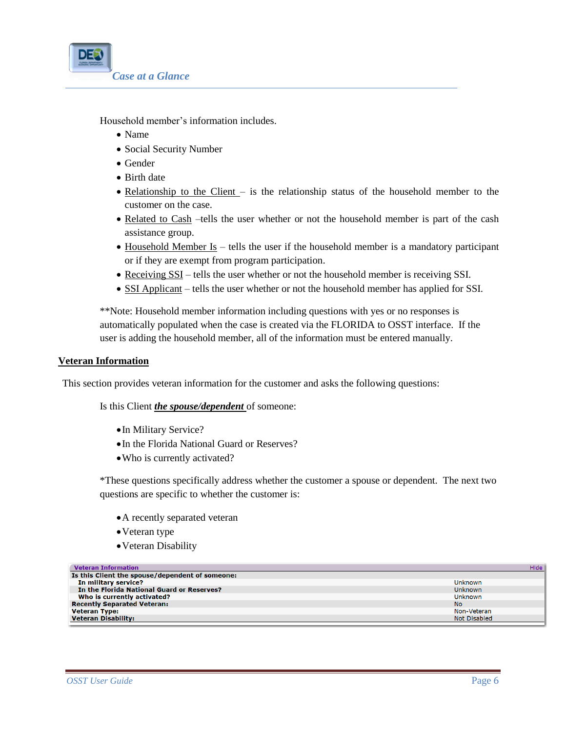Household member's information includes.

- Name
- Social Security Number
- Gender
- Birth date
- Relationship to the Client – is the relationship status of the household member to the customer on the case.
- Related to Cash –tells the user whether or not the household member is part of the cash assistance group.
- Household Member Is – tells the user if the household member is a mandatory participant or if they are exempt from program participation.
- Receiving SSI – tells the user whether or not the household member is receiving SSI.
- SSI Applicant – tells the user whether or not the household member has applied for SSI.

**Note: Household member information including questions with yes or no responses is automatically populated when the case is created via the FLORIDA to OSST interface. If the user is adding the household member, all of the information must be entered manually.

## Veteran Information

This section provides veteran information for the customer and asks the following questions:

Is this Client ***the spouse/dependent*** of someone:

- In Military Service?
- In the Florida National Guard or Reserves?
- Who is currently activated?

*These questions specifically address whether the customer a spouse or dependent. The next two questions are specific to whether the customer is:

- A recently separated veteran
- Veteran type
- Veteran Disability

| Veteran Information | Hide |
|---|---|
| **Is this Client the spouse/dependent of someone:** | |
| **In military service?** | Unknown |
| **In the Florida National Guard or Reserves?** | Unknown |
| **Who is currently activated?** | Unknown |
| **Recently Separated Veteran:** | No |
| **Veteran Type:** | Non-Veteran |
| **Veteran Disability:** | Not Disabled |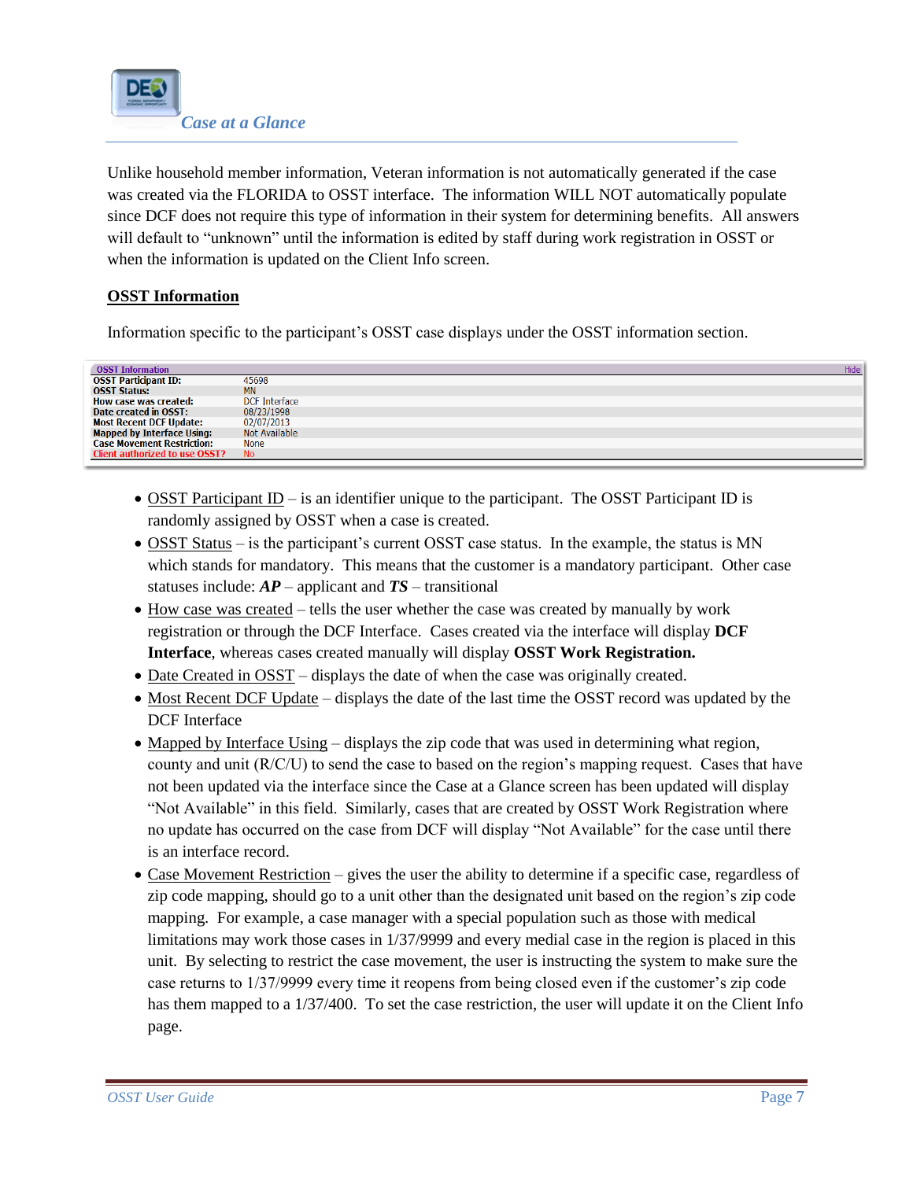Unlike household member information, Veteran information is not automatically generated if the case was created via the FLORIDA to OSST interface. The information WILL NOT automatically populate since DCF does not require this type of information in their system for determining benefits. All answers will default to "unknown" until the information is edited by staff during work registration in OSST or when the information is updated on the Client Info screen.

## OSST Information

Information specific to the participant's OSST case displays under the OSST information section.

| OSST Information | Hide |
|---|---|
| OSST Participant ID: | 45698 |
| OSST Status: | MN |
| How case was created: | DCF Interface |
| Date created in OSST: | 08/23/1998 |
| Most Recent DCF Update: | 02/07/2013 |
| Mapped by Interface Using: | Not Available |
| Case Movement Restriction: | None |
| Client authorized to use OSST? | No |

- OSST Participant ID – is an identifier unique to the participant. The OSST Participant ID is randomly assigned by OSST when a case is created.
- OSST Status – is the participant's current OSST case status. In the example, the status is MN which stands for mandatory. This means that the customer is a mandatory participant. Other case statuses include: ***AP*** – applicant and ***TS*** – transitional
- How case was created – tells the user whether the case was created by manually by work registration or through the DCF Interface. Cases created via the interface will display **DCF Interface**, whereas cases created manually will display **OSST Work Registration.**
- Date Created in OSST – displays the date of when the case was originally created.
- Most Recent DCF Update – displays the date of the last time the OSST record was updated by the DCF Interface
- Mapped by Interface Using – displays the zip code that was used in determining what region, county and unit (R/C/U) to send the case to based on the region's mapping request. Cases that have not been updated via the interface since the Case at a Glance screen has been updated will display "Not Available" in this field. Similarly, cases that are created by OSST Work Registration where no update has occurred on the case from DCF will display "Not Available" for the case until there is an interface record.
- Case Movement Restriction – gives the user the ability to determine if a specific case, regardless of zip code mapping, should go to a unit other than the designated unit based on the region's zip code mapping. For example, a case manager with a special population such as those with medical limitations may work those cases in 1/37/9999 and every medial case in the region is placed in this unit. By selecting to restrict the case movement, the user is instructing the system to make sure the case returns to 1/37/9999 every time it reopens from being closed even if the customer's zip code has them mapped to a 1/37/400. To set the case restriction, the user will update it on the Client Info page.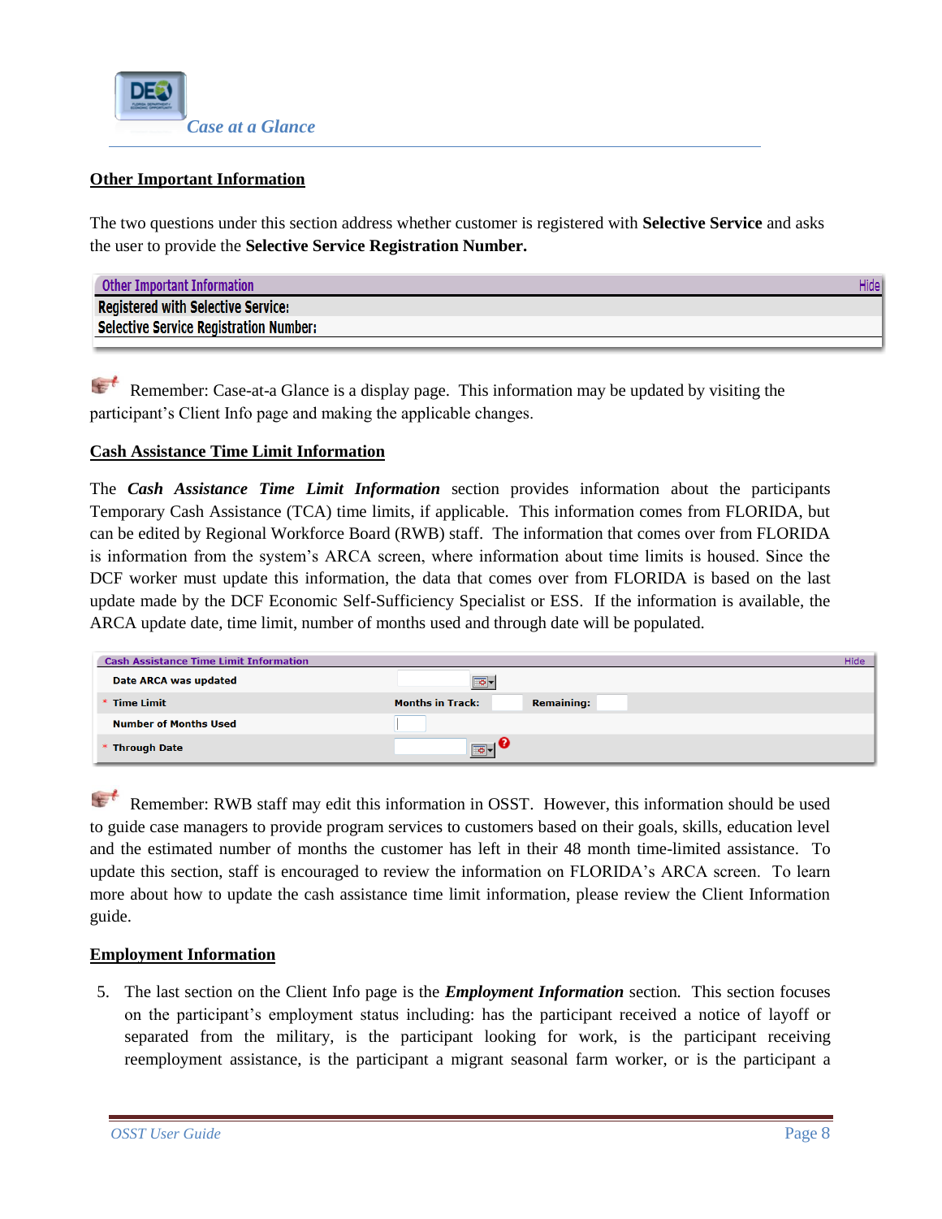## Other Important Information

The two questions under this section address whether customer is registered with **Selective Service** and asks the user to provide the **Selective Service Registration Number.**

| Other Important Information | Hide |
|---|---|
| **Registered with Selective Service:** | |
| **Selective Service Registration Number:** | |

Remember: Case-at-a Glance is a display page. This information may be updated by visiting the participant's Client Info page and making the applicable changes.

## Cash Assistance Time Limit Information

The ***Cash Assistance Time Limit Information*** section provides information about the participants Temporary Cash Assistance (TCA) time limits, if applicable. This information comes from FLORIDA, but can be edited by Regional Workforce Board (RWB) staff. The information that comes over from FLORIDA is information from the system's ARCA screen, where information about time limits is housed. Since the DCF worker must update this information, the data that comes over from FLORIDA is based on the last update made by the DCF Economic Self-Sufficiency Specialist or ESS. If the information is available, the ARCA update date, time limit, number of months used and through date will be populated.

| Cash Assistance Time Limit Information | | | Hide |
|---|---|---|---|
| Date ARCA was updated | | | |
| * Time Limit | Months in Track: | Remaining: | |
| Number of Months Used | | | |
| * Through Date | | | |

Remember: RWB staff may edit this information in OSST. However, this information should be used to guide case managers to provide program services to customers based on their goals, skills, education level and the estimated number of months the customer has left in their 48 month time-limited assistance. To update this section, staff is encouraged to review the information on FLORIDA's ARCA screen. To learn more about how to update the cash assistance time limit information, please review the Client Information guide.

## Employment Information

5. The last section on the Client Info page is the ***Employment Information*** section. This section focuses on the participant's employment status including: has the participant received a notice of layoff or separated from the military, is the participant looking for work, is the participant receiving reemployment assistance, is the participant a migrant seasonal farm worker, or is the participant a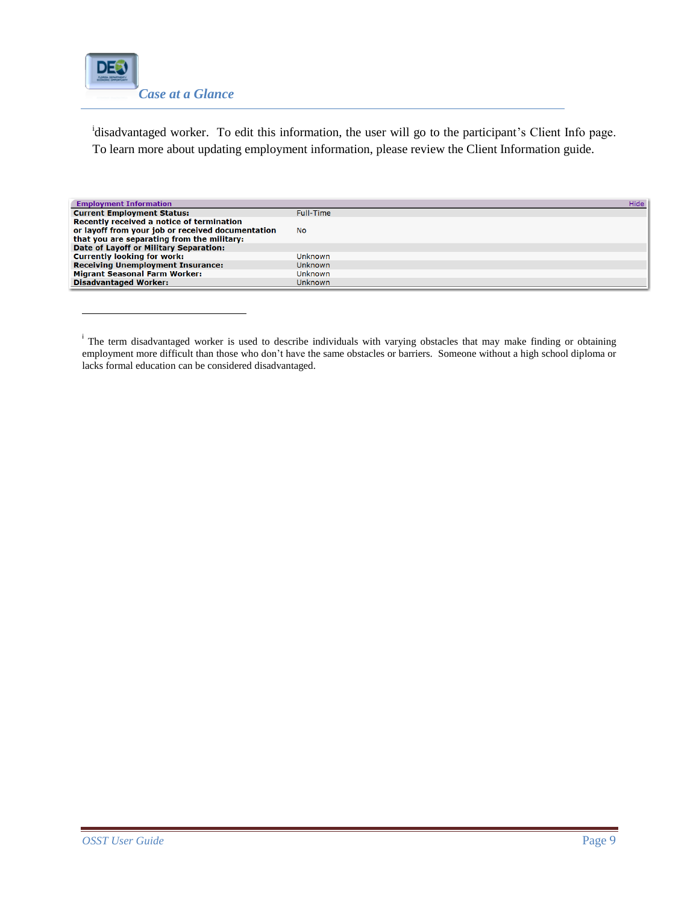[i]disadvantaged worker. To edit this information, the user will go to the participant's Client Info page. To learn more about updating employment information, please review the Client Information guide.

| Employment Information | Hide |
|---|---|
| Current Employment Status: | Full-Time |
| Recently received a notice of termination or layoff from your job or received documentation that you are separating from the military: | No |
| Date of Layoff or Military Separation: | |
| Currently looking for work: | Unknown |
| Receiving Unemployment Insurance: | Unknown |
| Migrant Seasonal Farm Worker: | Unknown |
| Disadvantaged Worker: | Unknown |

[i] The term disadvantaged worker is used to describe individuals with varying obstacles that may make finding or obtaining employment more difficult than those who don't have the same obstacles or barriers. Someone without a high school diploma or lacks formal education can be considered disadvantaged.